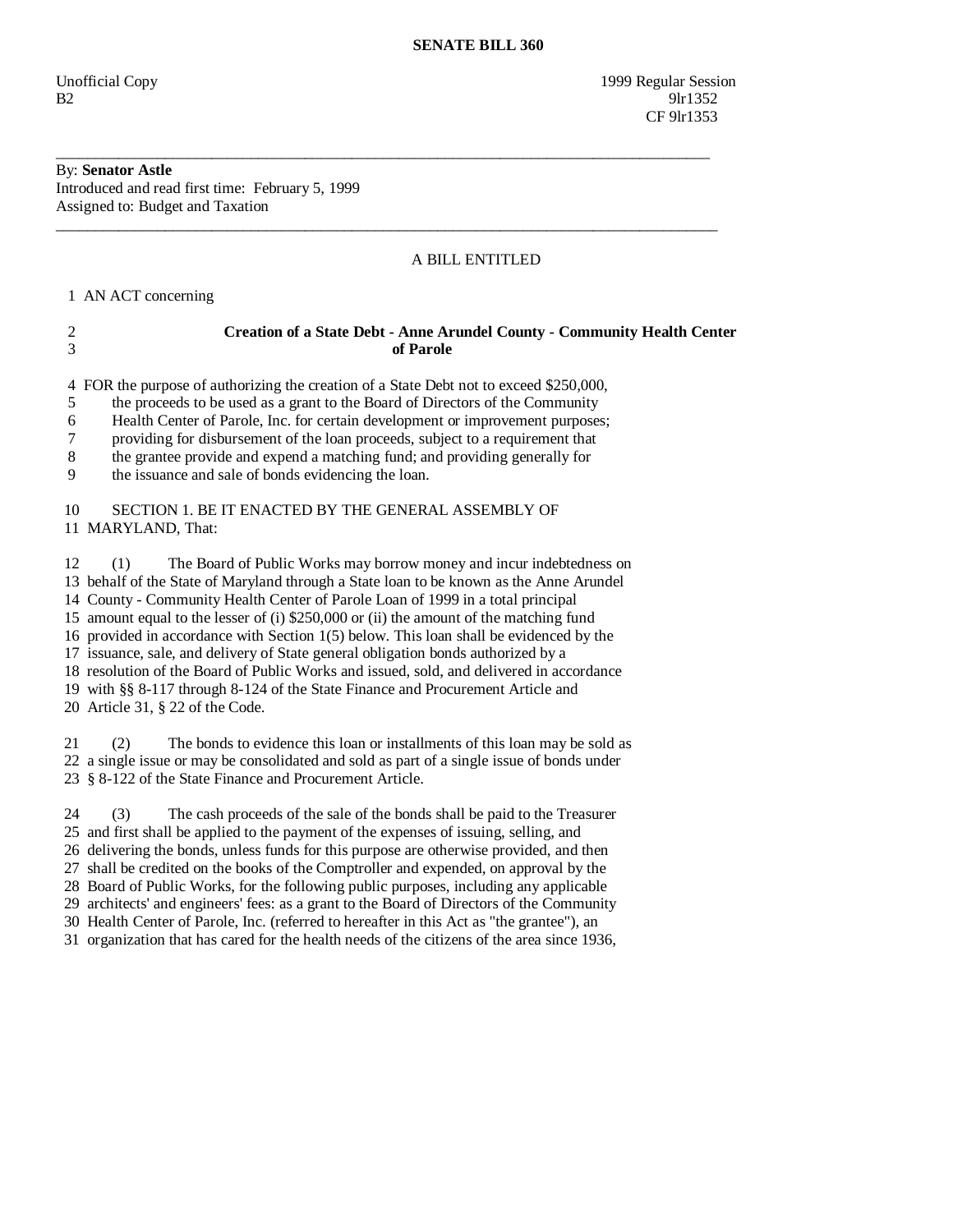**SENATE BILL 360**

Unofficial Copy 1999 Regular Session
B2 9lr1352
CF 9lr1353

---

By: **Senator Astle**
Introduced and read first time: February 5, 1999
Assigned to: Budget and Taxation

---

A BILL ENTITLED

1 AN ACT concerning

2 **Creation of a State Debt - Anne Arundel County - Community Health Center**
3 **of Parole**

4 FOR the purpose of authorizing the creation of a State Debt not to exceed $250,000,
5 the proceeds to be used as a grant to the Board of Directors of the Community
6 Health Center of Parole, Inc. for certain development or improvement purposes;
7 providing for disbursement of the loan proceeds, subject to a requirement that
8 the grantee provide and expend a matching fund; and providing generally for
9 the issuance and sale of bonds evidencing the loan.

10 SECTION 1. BE IT ENACTED BY THE GENERAL ASSEMBLY OF
11 MARYLAND, That:

12 (1) The Board of Public Works may borrow money and incur indebtedness on
13 behalf of the State of Maryland through a State loan to be known as the Anne Arundel
14 County - Community Health Center of Parole Loan of 1999 in a total principal
15 amount equal to the lesser of (i) $250,000 or (ii) the amount of the matching fund
16 provided in accordance with Section 1(5) below. This loan shall be evidenced by the
17 issuance, sale, and delivery of State general obligation bonds authorized by a
18 resolution of the Board of Public Works and issued, sold, and delivered in accordance
19 with §§ 8-117 through 8-124 of the State Finance and Procurement Article and
20 Article 31, § 22 of the Code.

21 (2) The bonds to evidence this loan or installments of this loan may be sold as
22 a single issue or may be consolidated and sold as part of a single issue of bonds under
23 § 8-122 of the State Finance and Procurement Article.

24 (3) The cash proceeds of the sale of the bonds shall be paid to the Treasurer
25 and first shall be applied to the payment of the expenses of issuing, selling, and
26 delivering the bonds, unless funds for this purpose are otherwise provided, and then
27 shall be credited on the books of the Comptroller and expended, on approval by the
28 Board of Public Works, for the following public purposes, including any applicable
29 architects' and engineers' fees: as a grant to the Board of Directors of the Community
30 Health Center of Parole, Inc. (referred to hereafter in this Act as "the grantee"), an
31 organization that has cared for the health needs of the citizens of the area since 1936,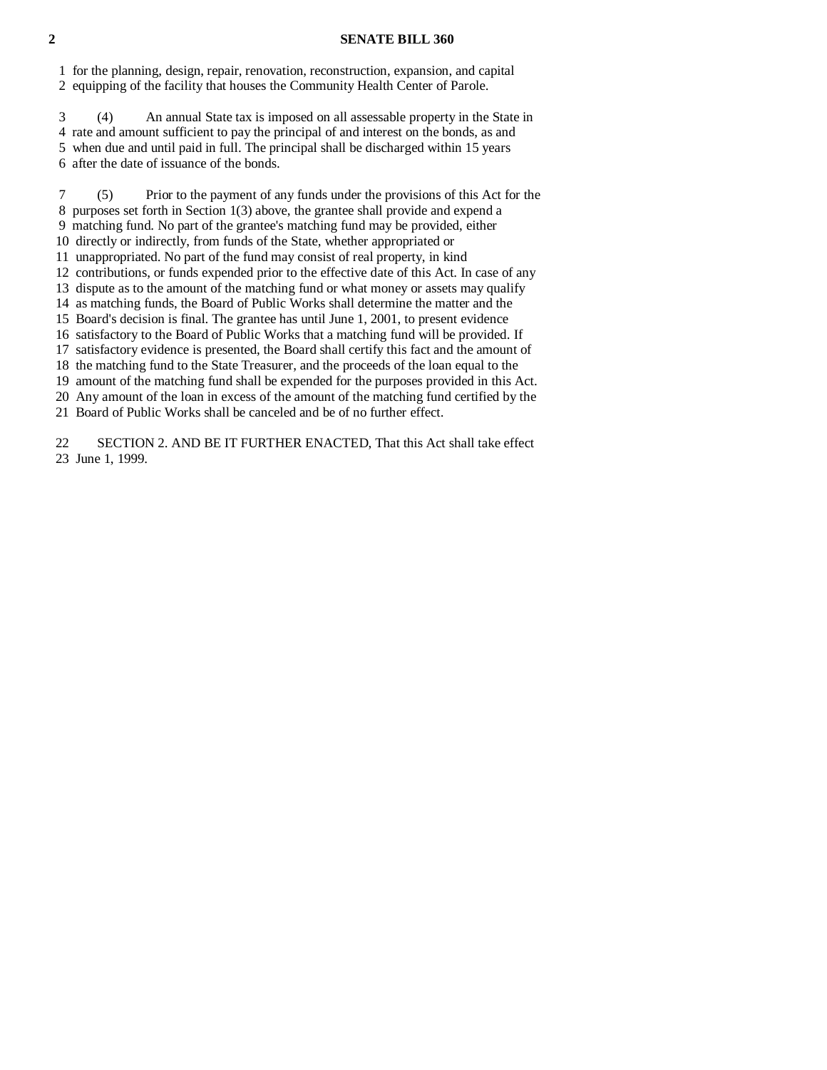for the planning, design, repair, renovation, reconstruction, expansion, and capital equipping of the facility that houses the Community Health Center of Parole.

(4) An annual State tax is imposed on all assessable property in the State in rate and amount sufficient to pay the principal of and interest on the bonds, as and when due and until paid in full. The principal shall be discharged within 15 years after the date of issuance of the bonds.

(5) Prior to the payment of any funds under the provisions of this Act for the purposes set forth in Section 1(3) above, the grantee shall provide and expend a matching fund. No part of the grantee's matching fund may be provided, either directly or indirectly, from funds of the State, whether appropriated or unappropriated. No part of the fund may consist of real property, in kind contributions, or funds expended prior to the effective date of this Act. In case of any dispute as to the amount of the matching fund or what money or assets may qualify as matching funds, the Board of Public Works shall determine the matter and the Board's decision is final. The grantee has until June 1, 2001, to present evidence satisfactory to the Board of Public Works that a matching fund will be provided. If satisfactory evidence is presented, the Board shall certify this fact and the amount of the matching fund to the State Treasurer, and the proceeds of the loan equal to the amount of the matching fund shall be expended for the purposes provided in this Act. Any amount of the loan in excess of the amount of the matching fund certified by the Board of Public Works shall be canceled and be of no further effect.

SECTION 2. AND BE IT FURTHER ENACTED, That this Act shall take effect June 1, 1999.